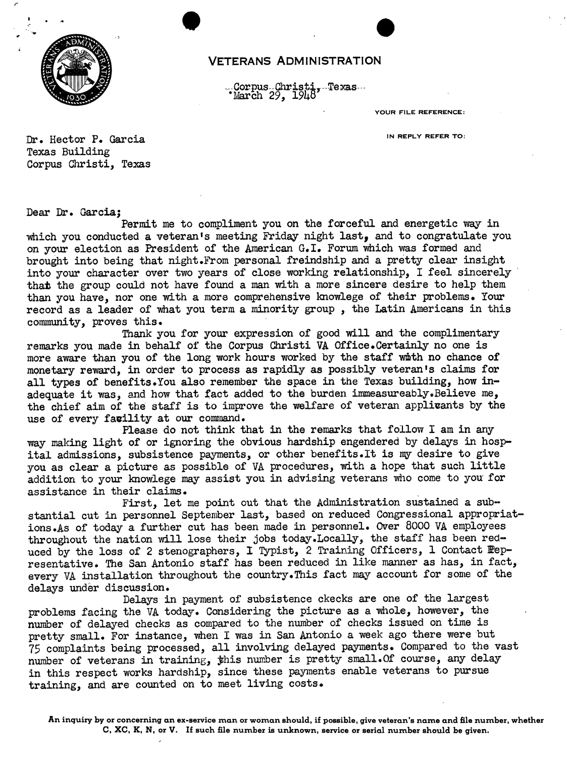# VETERANS ADMINISTRATION

Corpus Christi, Texas
March 29, 1948

YOUR FILE REFERENCE:

IN REPLY REFER TO:

Dr. Hector P. Garcia
Texas Building
Corpus Christi, Texas

Dear Dr. Garcia;

Permit me to compliment you on the forceful and energetic way in which you conducted a veteran's meeting Friday night last, and to congratulate you on your election as President of the American G.I. Forum which was formed and brought into being that night.From personal freindship and a pretty clear insight into your character over two years of close working relationship, I feel sincerely that the group could not have found a man with a more sincere desire to help them than you have, nor one with a more comprehensive knowlege of their problems. Your record as a leader of what you term a minority group , the Latin Americans in this community, proves this.

Thank you for your expression of good will and the complimentary remarks you made in behalf of the Corpus Christi VA Office.Certainly no one is more aware than you of the long work hours worked by the staff with no chance of monetary reward, in order to process as rapidly as possibly veteran's claims for all types of benefits.You also remember the space in the Texas building, how inadequate it was, and how that fact added to the burden immeasureably.Believe me, the chief aim of the staff is to improve the welfare of veteran applicants by the use of every facility at our command.

Please do not think that in the remarks that follow I am in any way making light of or ignoring the obvious hardship engendered by delays in hospital admissions, subsistence payments, or other benefits.It is my desire to give you as clear a picture as possible of VA procedures, with a hope that such little addition to your knowlege may assist you in advising veterans who come to you for assistance in their claims.

First, let me point out that the Administration sustained a substantial cut in personnel September last, based on reduced Congressional appropriations.As of today a further cut has been made in personnel. Over 8000 VA employees throughout the nation will lose their jobs today.Locally, the staff has been reduced by the loss of 2 stenographers, I Typist, 2 Training Officers, 1 Contact Representative. The San Antonio staff has been reduced in like manner as has, in fact, every VA installation throughout the country.This fact may account for some of the delays under discussion.

Delays in payment of subsistence ckecks are one of the largest problems facing the VA today. Considering the picture as a whole, however, the number of delayed checks as compared to the number of checks issued on time is pretty small. For instance, when I was in San Antonio a week ago there were but 75 complaints being processed, all involving delayed payments. Compared to the vast number of veterans in training, this number is pretty small.Of course, any delay in this respect works hardship, since these payments enable veterans to pursue training, and are counted on to meet living costs.

**An inquiry by or concerning an ex-service man or woman should, if possible, give veteran's name and file number, whether C, XC, K, N, or V. If such file number is unknown, service or serial number should be given.**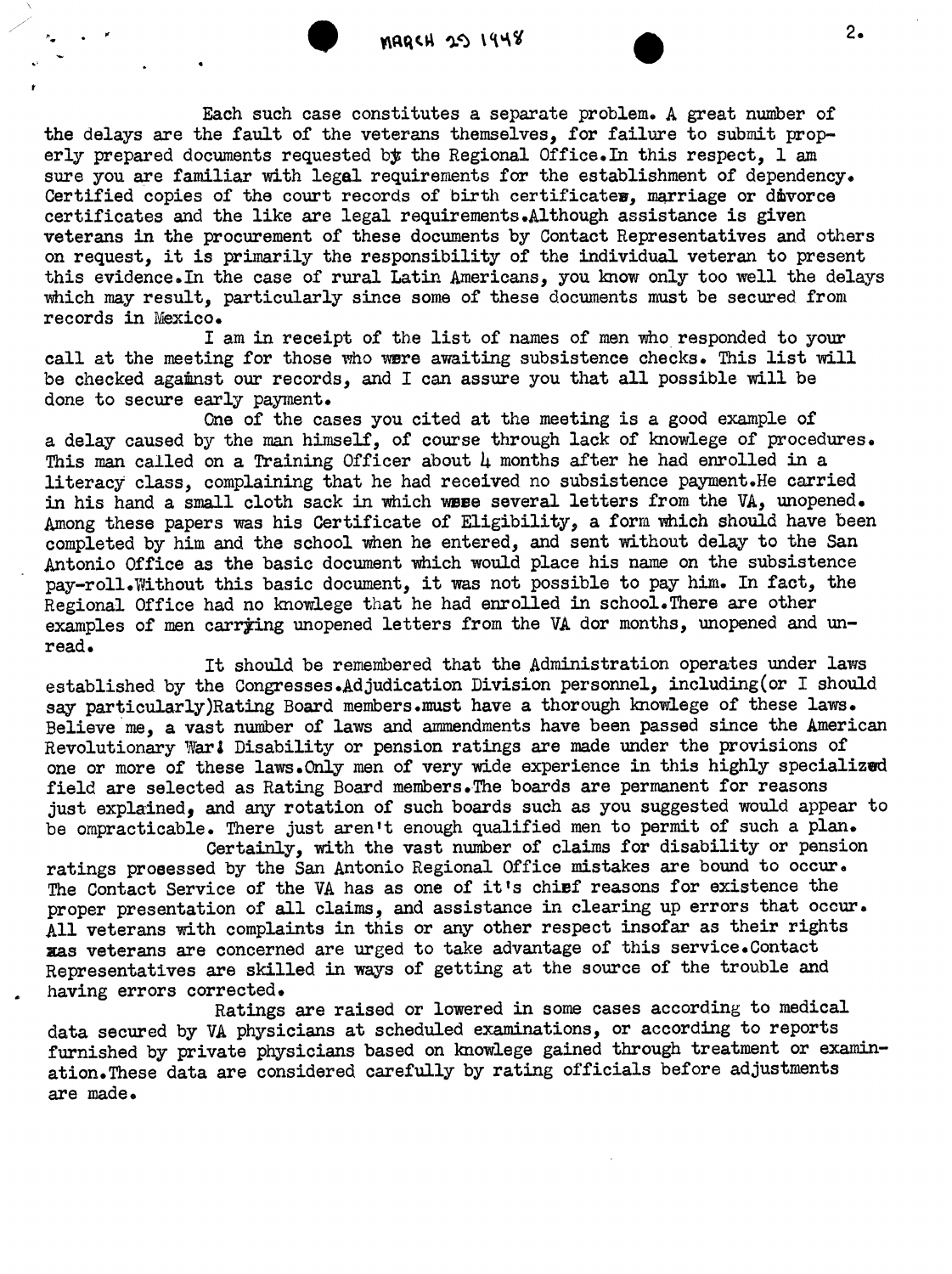MARCH 25 1948

Each such case constitutes a separate problem. A great number of the delays are the fault of the veterans themselves, for failure to submit properly prepared documents requested by the Regional Office. In this respect, I am sure you are familiar with legal requirements for the establishment of dependency. Certified copies of the court records of birth certificates, marriage or divorce certificates and the like are legal requirements. Although assistance is given veterans in the procurement of these documents by Contact Representatives and others on request, it is primarily the responsibility of the individual veteran to present this evidence. In the case of rural Latin Americans, you know only too well the delays which may result, particularly since some of these documents must be secured from records in Mexico.

I am in receipt of the list of names of men who responded to your call at the meeting for those who were awaiting subsistence checks. This list will be checked against our records, and I can assure you that all possible will be done to secure early payment.

One of the cases you cited at the meeting is a good example of a delay caused by the man himself, of course through lack of knowlege of procedures. This man called on a Training Officer about 4 months after he had enrolled in a literacy class, complaining that he had received no subsistence payment. He carried in his hand a small cloth sack in which were several letters from the VA, unopened. Among these papers was his Certificate of Eligibility, a form which should have been completed by him and the school when he entered, and sent without delay to the San Antonio Office as the basic document which would place his name on the subsistence pay-roll. Without this basic document, it was not possible to pay him. In fact, the Regional Office had no knowlege that he had enrolled in school. There are other examples of men carrying unopened letters from the VA dor months, unopened and unread.

It should be remembered that the Administration operates under laws established by the Congresses. Adjudication Division personnel, including(or I should say particularly)Rating Board members.must have a thorough knowlege of these laws. Believe me, a vast number of laws and ammendments have been passed since the American Revolutionary War! Disability or pension ratings are made under the provisions of one or more of these laws. Only men of very wide experience in this highly specialized field are selected as Rating Board members. The boards are permanent for reasons just explained, and any rotation of such boards such as you suggested would appear to be ompracticable. There just aren't enough qualified men to permit of such a plan.

Certainly, with the vast number of claims for disability or pension ratings processed by the San Antonio Regional Office mistakes are bound to occur. The Contact Service of the VA has as one of it's chief reasons for existence the proper presentation of all claims, and assistance in clearing up errors that occur. All veterans with complaints in this or any other respect insofar as their rights as veterans are concerned are urged to take advantage of this service. Contact Representatives are skilled in ways of getting at the source of the trouble and having errors corrected.

Ratings are raised or lowered in some cases according to medical data secured by VA physicians at scheduled examinations, or according to reports furnished by private physicians based on knowlege gained through treatment or examination. These data are considered carefully by rating officials before adjustments are made.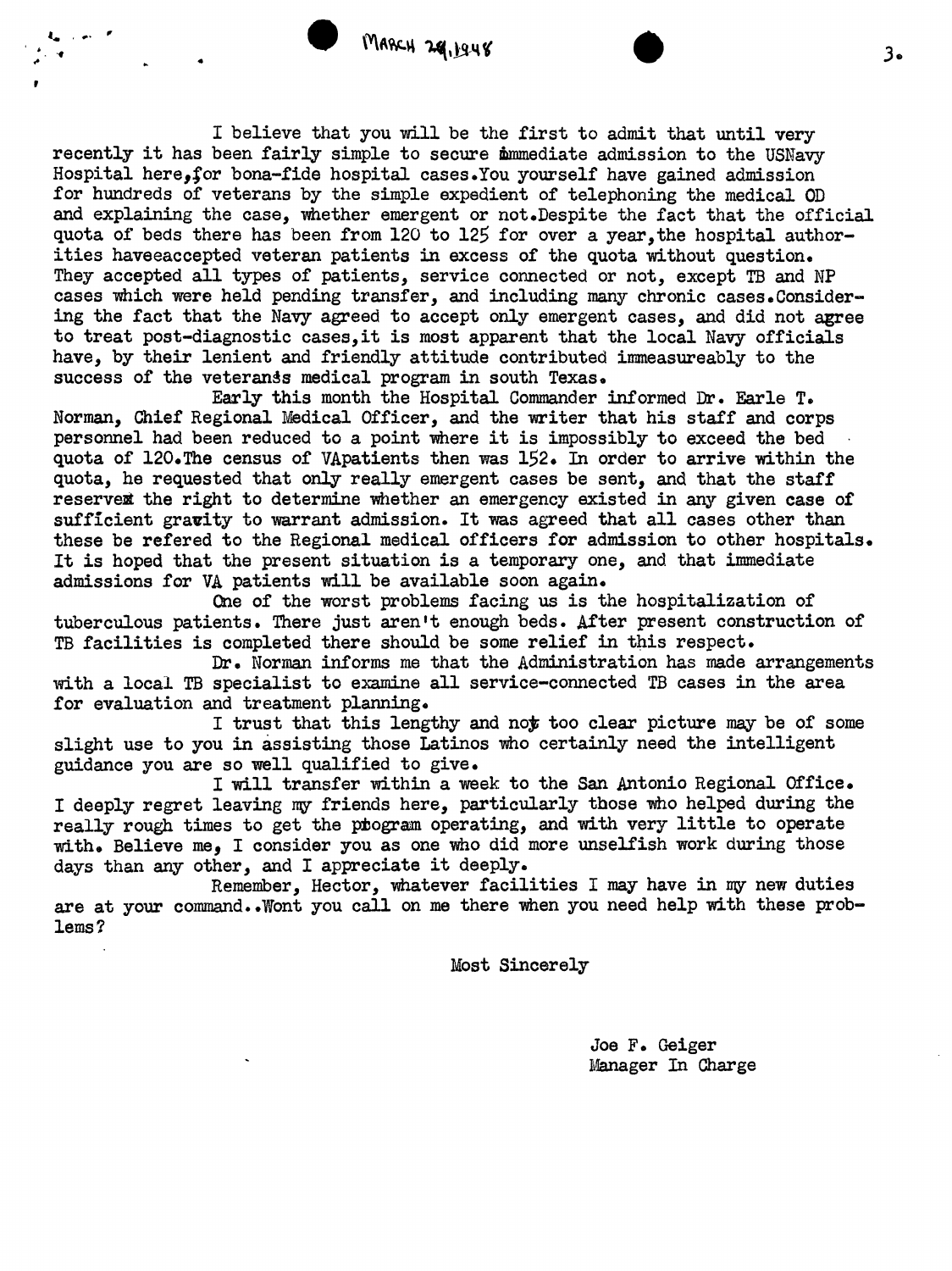MARCH 29, 1948

I believe that you will be the first to admit that until very recently it has been fairly simple to secure immediate admission to the USNavy Hospital here, for bona-fide hospital cases. You yourself have gained admission for hundreds of veterans by the simple expedient of telephoning the medical OD and explaining the case, whether emergent or not. Despite the fact that the official quota of beds there has been from 120 to 125 for over a year, the hospital authorities haveeaccepted veteran patients in excess of the quota without question. They accepted all types of patients, service connected or not, except TB and NP cases which were held pending transfer, and including many chronic cases. Considering the fact that the Navy agreed to accept only emergent cases, and did not agree to treat post-diagnostic cases, it is most apparent that the local Navy officials have, by their lenient and friendly attitude contributed immeasureably to the success of the veterans's medical program in south Texas.

Early this month the Hospital Commander informed Dr. Earle T. Norman, Chief Regional Medical Officer, and the writer that his staff and corps personnel had been reduced to a point where it is impossibly to exceed the bed quota of 120. The census of VApatients then was 152. In order to arrive within the quota, he requested that only really emergent cases be sent, and that the staff reserved the right to determine whether an emergency existed in any given case of sufficient gravity to warrant admission. It was agreed that all cases other than these be refered to the Regional medical officers for admission to other hospitals. It is hoped that the present situation is a temporary one, and that immediate admissions for VA patients will be available soon again.

One of the worst problems facing us is the hospitalization of tuberculous patients. There just aren't enough beds. After present construction of TB facilities is completed there should be some relief in this respect.

Dr. Norman informs me that the Administration has made arrangements with a local TB specialist to examine all service-connected TB cases in the area for evaluation and treatment planning.

I trust that this lengthy and not too clear picture may be of some slight use to you in assisting those Latinos who certainly need the intelligent guidance you are so well qualified to give.

I will transfer within a week to the San Antonio Regional Office. I deeply regret leaving my friends here, particularly those who helped during the really rough times to get the program operating, and with very little to operate with. Believe me, I consider you as one who did more unselfish work during those days than any other, and I appreciate it deeply.

Remember, Hector, whatever facilities I may have in my new duties are at your command..Wont you call on me there when you need help with these problems?

Most Sincerely

Joe F. Geiger
Manager In Charge